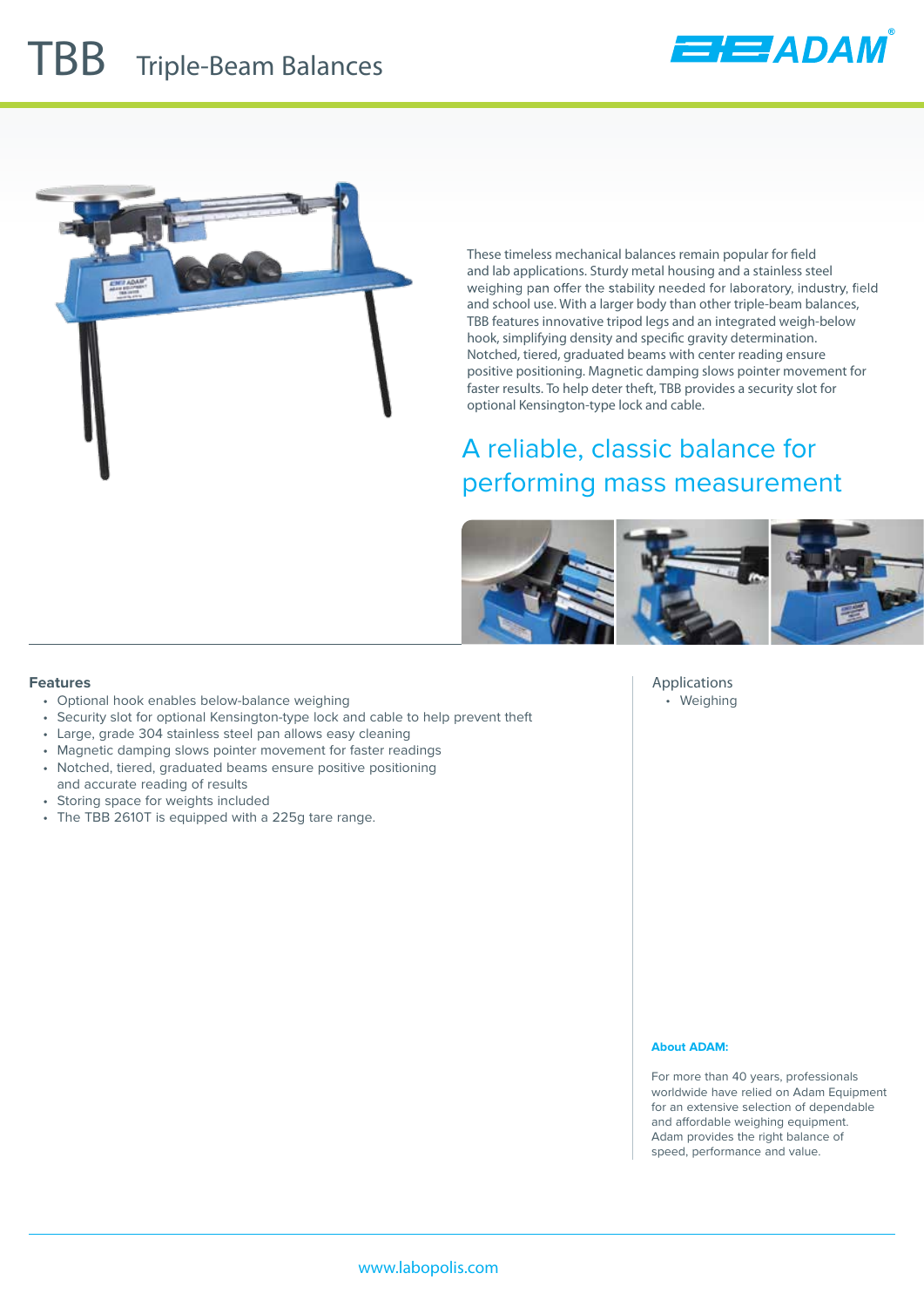# TBB Triple-Beam Balances

These timeless mechanical balances remain popular for field and lab applications. Sturdy metal housing and a stainless steel weighing pan offer the stability needed for laboratory, industry, field and school use. With a larger body than other triple-beam balances, TBB features innovative tripod legs and an integrated weigh-below hook, simplifying density and specific gravity determination. Notched, tiered, graduated beams with center reading ensure positive positioning. Magnetic damping slows pointer movement for faster results. To help deter theft, TBB provides a security slot for optional Kensington-type lock and cable.

## A reliable, classic balance for performing mass measurement

### Features

- Optional hook enables below-balance weighing
- Security slot for optional Kensington-type lock and cable to help prevent theft
- Large, grade 304 stainless steel pan allows easy cleaning
- Magnetic damping slows pointer movement for faster readings
- Notched, tiered, graduated beams ensure positive positioning and accurate reading of results
- Storing space for weights included
- The TBB 2610T is equipped with a 225g tare range.

### Applications

- Weighing

**About ADAM:**

For more than 40 years, professionals worldwide have relied on Adam Equipment for an extensive selection of dependable and affordable weighing equipment. Adam provides the right balance of speed, performance and value.

www.labopolis.com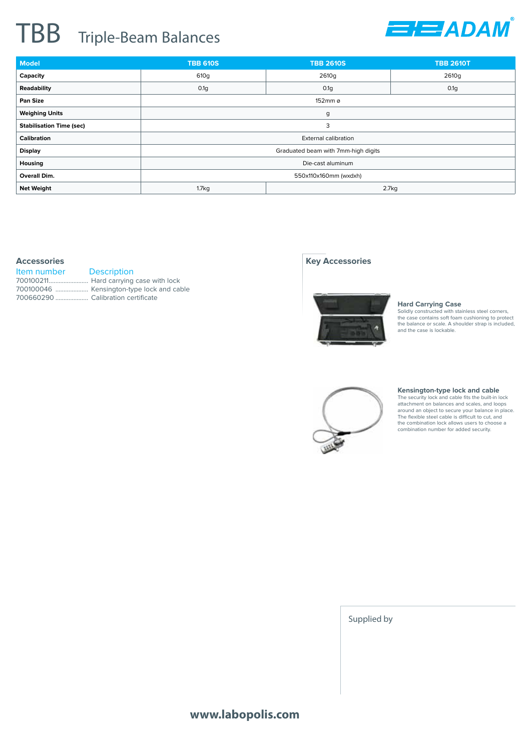# TBB Triple-Beam Balances

| Model | TBB 610S | TBB 2610S | TBB 2610T |
|---|---|---|---|
| **Capacity** | 610g | 2610g | 2610g |
| **Readability** | 0.1g | 0.1g | 0.1g |
| **Pan Size** | 152mm ø | | |
| **Weighing Units** | g | | |
| **Stabilisation Time (sec)** | 3 | | |
| **Calibration** | External calibration | | |
| **Display** | Graduated beam with 7mm-high digits | | |
| **Housing** | Die-cast aluminum | | |
| **Overall Dim.** | 550x110x160mm (wxdxh) | | |
| **Net Weight** | 1.7kg | 2.7kg | |

## Accessories

| Item number | Description |
|---|---|
| 700100211 | Hard carrying case with lock |
| 700100046 | Kensington-type lock and cable |
| 700660290 | Calibration certificate |

## Key Accessories

### Hard Carrying Case

Solidly constructed with stainless steel corners, the case contains soft foam cushioning to protect the balance or scale. A shoulder strap is included, and the case is lockable.

### Kensington-type lock and cable

The security lock and cable fits the built-in lock attachment on balances and scales, and loops around an object to secure your balance in place. The flexible steel cable is difficult to cut, and the combination lock allows users to choose a combination number for added security.

Supplied by

www.labopolis.com